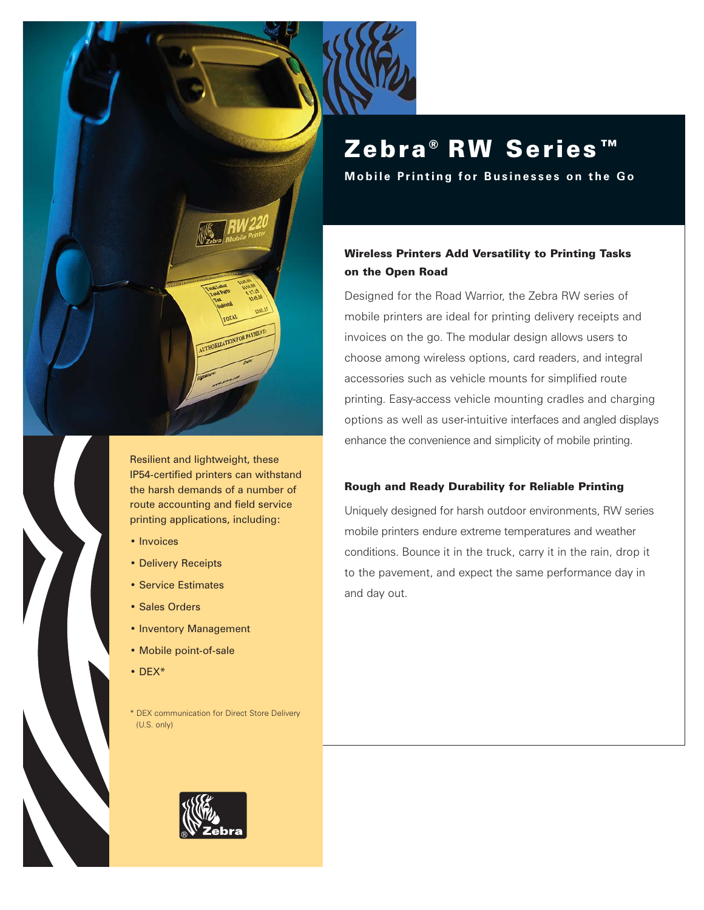# Zebra® RW Series™

**Mobile Printing for Businesses on the Go**

### Wireless Printers Add Versatility to Printing Tasks on the Open Road

Designed for the Road Warrior, the Zebra RW series of mobile printers are ideal for printing delivery receipts and invoices on the go. The modular design allows users to choose among wireless options, card readers, and integral accessories such as vehicle mounts for simplified route printing. Easy-access vehicle mounting cradles and charging options as well as user-intuitive interfaces and angled displays enhance the convenience and simplicity of mobile printing.

### Rough and Ready Durability for Reliable Printing

Uniquely designed for harsh outdoor environments, RW series mobile printers endure extreme temperatures and weather conditions. Bounce it in the truck, carry it in the rain, drop it to the pavement, and expect the same performance day in and day out.

Resilient and lightweight, these IP54-certified printers can withstand the harsh demands of a number of route accounting and field service printing applications, including:

- Invoices
- Delivery Receipts
- Service Estimates
- Sales Orders
- Inventory Management
- Mobile point-of-sale
- DEX*

* DEX communication for Direct Store Delivery (U.S. only)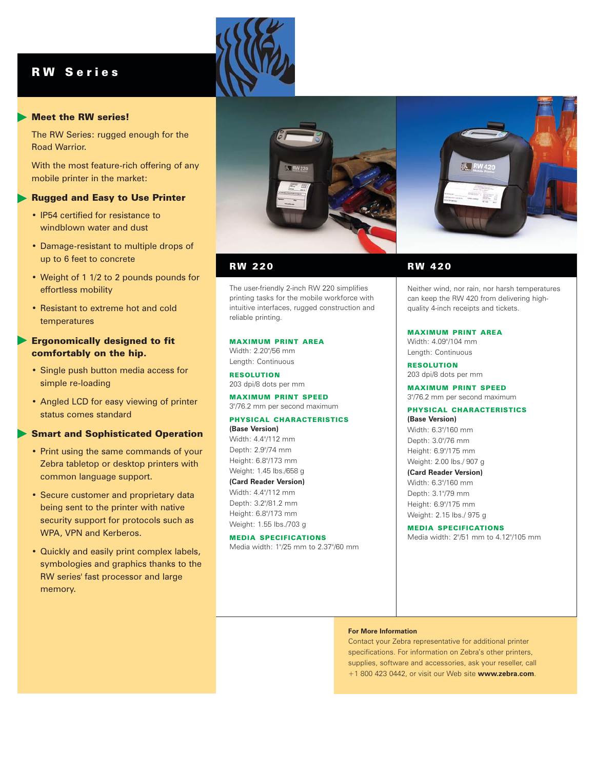# RW Series

## Meet the RW series!

The RW Series: rugged enough for the Road Warrior.

With the most feature-rich offering of any mobile printer in the market:

### Rugged and Easy to Use Printer

- IP54 certified for resistance to windblown water and dust
- Damage-resistant to multiple drops of up to 6 feet to concrete
- Weight of 1 1/2 to 2 pounds pounds for effortless mobility
- Resistant to extreme hot and cold temperatures

### Ergonomically designed to fit comfortably on the hip.

- Single push button media access for simple re-loading
- Angled LCD for easy viewing of printer status comes standard

### Smart and Sophisticated Operation

- Print using the same commands of your Zebra tabletop or desktop printers with common language support.
- Secure customer and proprietary data being sent to the printer with native security support for protocols such as WPA, VPN and Kerberos.
- Quickly and easily print complex labels, symbologies and graphics thanks to the RW series' fast processor and large memory.

## RW 220

The user-friendly 2-inch RW 220 simplifies printing tasks for the mobile workforce with intuitive interfaces, rugged construction and reliable printing.

**MAXIMUM PRINT AREA**
Width: 2.20"/56 mm
Length: Continuous

**RESOLUTION**
203 dpi/8 dots per mm

**MAXIMUM PRINT SPEED**
3"/76.2 mm per second maximum

**PHYSICAL CHARACTERISTICS**

**(Base Version)**
Width: 4.4"/112 mm
Depth: 2.9"/74 mm
Height: 6.8"/173 mm
Weight: 1.45 lbs./658 g

**(Card Reader Version)**
Width: 4.4"/112 mm
Depth: 3.2"/81.2 mm
Height: 6.8"/173 mm
Weight: 1.55 lbs./703 g

**MEDIA SPECIFICATIONS**
Media width: 1"/25 mm to 2.37"/60 mm

## RW 420

Neither wind, nor rain, nor harsh temperatures can keep the RW 420 from delivering high-quality 4-inch receipts and tickets.

**MAXIMUM PRINT AREA**
Width: 4.09"/104 mm
Length: Continuous

**RESOLUTION**
203 dpi/8 dots per mm

**MAXIMUM PRINT SPEED**
3"/76.2 mm per second maximum

**PHYSICAL CHARACTERISTICS**

**(Base Version)**
Width: 6.3"/160 mm
Depth: 3.0"/76 mm
Height: 6.9"/175 mm
Weight: 2.00 lbs./ 907 g

**(Card Reader Version)**
Width: 6.3"/160 mm
Depth: 3.1"/79 mm
Height: 6.9"/175 mm
Weight: 2.15 lbs./ 975 g

**MEDIA SPECIFICATIONS**
Media width: 2"/51 mm to 4.12"/105 mm

**For More Information**
Contact your Zebra representative for additional printer specifications. For information on Zebra's other printers, supplies, software and accessories, ask your reseller, call +1 800 423 0442, or visit our Web site **www.zebra.com**.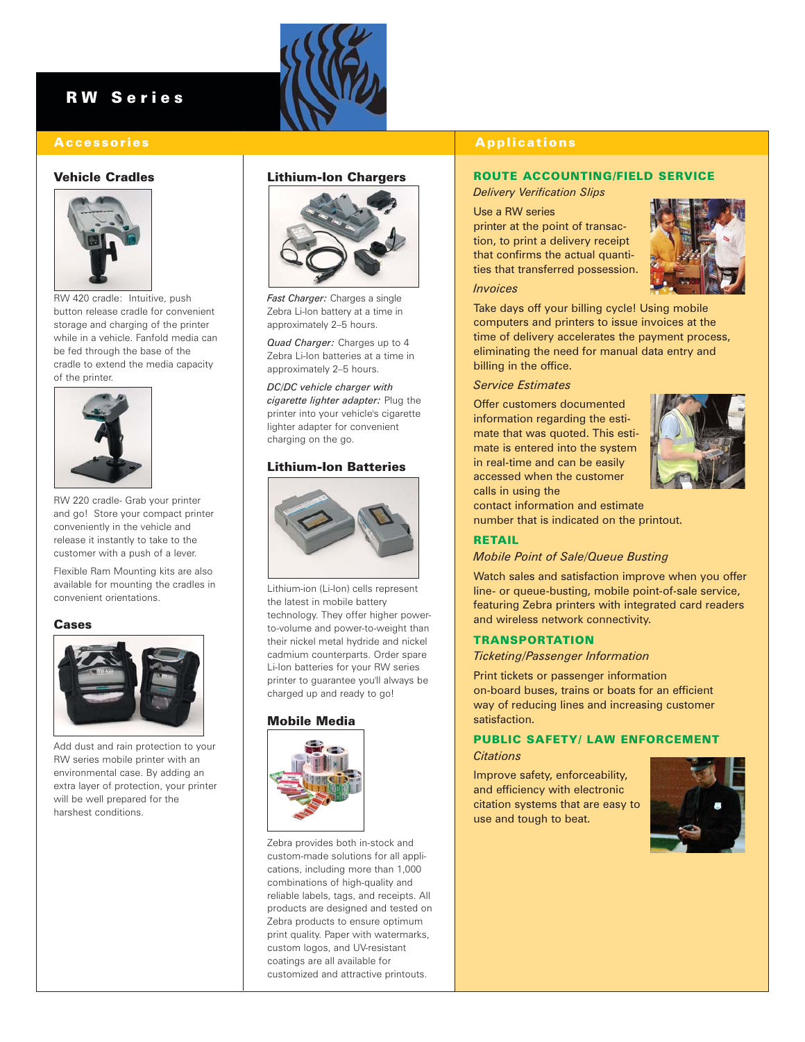# RW Series

## Accessories

### Vehicle Cradles

RW 420 cradle: Intuitive, push button release cradle for convenient storage and charging of the printer while in a vehicle. Fanfold media can be fed through the base of the cradle to extend the media capacity of the printer.

RW 220 cradle- Grab your printer and go! Store your compact printer conveniently in the vehicle and release it instantly to take to the customer with a push of a lever.

Flexible Ram Mounting kits are also available for mounting the cradles in convenient orientations.

### Cases

Add dust and rain protection to your RW series mobile printer with an environmental case. By adding an extra layer of protection, your printer will be well prepared for the harshest conditions.

### Lithium-Ion Chargers

*Fast Charger:* Charges a single Zebra Li-Ion battery at a time in approximately 2–5 hours.

*Quad Charger:* Charges up to 4 Zebra Li-Ion batteries at a time in approximately 2–5 hours.

*DC/DC vehicle charger with cigarette lighter adapter:* Plug the printer into your vehicle's cigarette lighter adapter for convenient charging on the go.

### Lithium-Ion Batteries

Lithium-ion (Li-Ion) cells represent the latest in mobile battery technology. They offer higher power-to-volume and power-to-weight than their nickel metal hydride and nickel cadmium counterparts. Order spare Li-Ion batteries for your RW series printer to guarantee you'll always be charged up and ready to go!

### Mobile Media

Zebra provides both in-stock and custom-made solutions for all applications, including more than 1,000 combinations of high-quality and reliable labels, tags, and receipts. All products are designed and tested on Zebra products to ensure optimum print quality. Paper with watermarks, custom logos, and UV-resistant coatings are all available for customized and attractive printouts.

## Applications

### ROUTE ACCOUNTING/FIELD SERVICE

*Delivery Verification Slips*

Use a RW series printer at the point of transaction, to print a delivery receipt that confirms the actual quantities that transferred possession.

*Invoices*

Take days off your billing cycle! Using mobile computers and printers to issue invoices at the time of delivery accelerates the payment process, eliminating the need for manual data entry and billing in the office.

*Service Estimates*

Offer customers documented information regarding the estimate that was quoted. This estimate is entered into the system in real-time and can be easily accessed when the customer calls in using the contact information and estimate number that is indicated on the printout.

### RETAIL

*Mobile Point of Sale/Queue Busting*

Watch sales and satisfaction improve when you offer line- or queue-busting, mobile point-of-sale service, featuring Zebra printers with integrated card readers and wireless network connectivity.

### TRANSPORTATION

*Ticketing/Passenger Information*

Print tickets or passenger information on-board buses, trains or boats for an efficient way of reducing lines and increasing customer satisfaction.

### PUBLIC SAFETY/ LAW ENFORCEMENT

*Citations*

Improve safety, enforceability, and efficiency with electronic citation systems that are easy to use and tough to beat.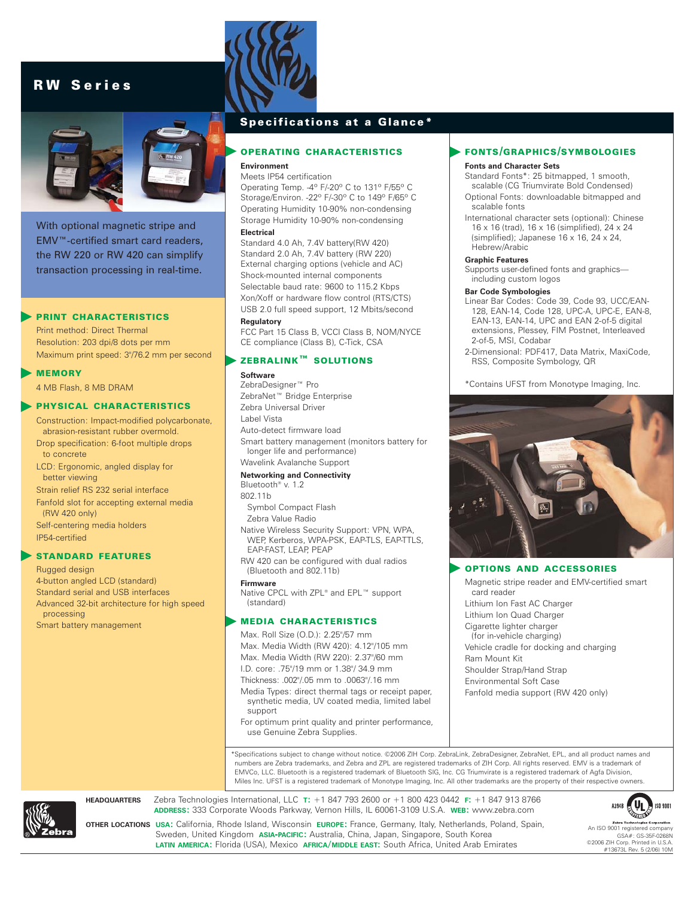# RW Series

With optional magnetic stripe and EMV™-certified smart card readers, the RW 220 or RW 420 can simplify transaction processing in real-time.

## PRINT CHARACTERISTICS

Print method: Direct Thermal
Resolution: 203 dpi/8 dots per mm
Maximum print speed: 3"/76.2 mm per second

## MEMORY

4 MB Flash, 8 MB DRAM

## PHYSICAL CHARACTERISTICS

Construction: Impact-modified polycarbonate, abrasion-resistant rubber overmold.
Drop specification: 6-foot multiple drops to concrete
LCD: Ergonomic, angled display for better viewing
Strain relief RS 232 serial interface
Fanfold slot for accepting external media (RW 420 only)
Self-centering media holders
IP54-certified

## STANDARD FEATURES

Rugged design
4-button angled LCD (standard)
Standard serial and USB interfaces
Advanced 32-bit architecture for high speed processing
Smart battery management

# Specifications at a Glance*

## OPERATING CHARACTERISTICS

**Environment**
Meets IP54 certification
Operating Temp. -4° F/-20° C to 131° F/55° C
Storage/Environ. -22° F/-30° C to 149° F/65° C
Operating Humidity 10-90% non-condensing
Storage Humidity 10-90% non-condensing

**Electrical**
Standard 4.0 Ah, 7.4V battery(RW 420)
Standard 2.0 Ah, 7.4V battery (RW 220)
External charging options (vehicle and AC)
Shock-mounted internal components
Selectable baud rate: 9600 to 115.2 Kbps
Xon/Xoff or hardware flow control (RTS/CTS)
USB 2.0 full speed support, 12 Mbits/second

**Regulatory**
FCC Part 15 Class B, VCCI Class B, NOM/NYCE
CE compliance (Class B), C-Tick, CSA

## ZEBRALINK™ SOLUTIONS

**Software**
ZebraDesigner™ Pro
ZebraNet™ Bridge Enterprise
Zebra Universal Driver
Label Vista
Auto-detect firmware load
Smart battery management (monitors battery for longer life and performance)
Wavelink Avalanche Support

**Networking and Connectivity**
Bluetooth® v. 1.2
802.11b
- Symbol Compact Flash
- Zebra Value Radio

Native Wireless Security Support: VPN, WPA, WEP, Kerberos, WPA-PSK, EAP-TLS, EAP-TTLS, EAP-FAST, LEAP, PEAP
RW 420 can be configured with dual radios (Bluetooth and 802.11b)

**Firmware**
Native CPCL with ZPL® and EPL™ support (standard)

## MEDIA CHARACTERISTICS

Max. Roll Size (O.D.): 2.25"/57 mm
Max. Media Width (RW 420): 4.12"/105 mm
Max. Media Width (RW 220): 2.37"/60 mm
I.D. core: .75"/19 mm or 1.38"/ 34.9 mm
Thickness: .002"/.05 mm to .0063"/.16 mm
Media Types: direct thermal tags or receipt paper, synthetic media, UV coated media, limited label support
For optimum print quality and printer performance, use Genuine Zebra Supplies.

## FONTS/GRAPHICS/SYMBOLOGIES

**Fonts and Character Sets**
Standard Fonts*: 25 bitmapped, 1 smooth, scalable (CG Triumvirate Bold Condensed)
Optional Fonts: downloadable bitmapped and scalable fonts
International character sets (optional): Chinese 16 x 16 (trad), 16 x 16 (simplified), 24 x 24 (simplified); Japanese 16 x 16, 24 x 24, Hebrew/Arabic

**Graphic Features**
Supports user-defined fonts and graphics—including custom logos

**Bar Code Symbologies**
Linear Bar Codes: Code 39, Code 93, UCC/EAN-128, EAN-14, Code 128, UPC-A, UPC-E, EAN-8, EAN-13, EAN-14, UPC and EAN 2-of-5 digital extensions, Plessey, FIM Postnet, Interleaved 2-of-5, MSI, Codabar
2-Dimensional: PDF417, Data Matrix, MaxiCode, RSS, Composite Symbology, QR

*Contains UFST from Monotype Imaging, Inc.

## OPTIONS AND ACCESSORIES

Magnetic stripe reader and EMV-certified smart card reader
Lithium Ion Fast AC Charger
Lithium Ion Quad Charger
Cigarette lighter charger (for in-vehicle charging)
Vehicle cradle for docking and charging
Ram Mount Kit
Shoulder Strap/Hand Strap
Environmental Soft Case
Fanfold media support (RW 420 only)

*Specifications subject to change without notice. ©2006 ZIH Corp. ZebraLink, ZebraDesigner, ZebraNet, EPL, and all product names and numbers are Zebra trademarks, and Zebra and ZPL are registered trademarks of ZIH Corp. All rights reserved. EMV is a trademark of EMVCo, LLC. Bluetooth is a registered trademark of Bluetooth SIG, Inc. CG Triumvirate is a registered trademark of Agfa Division, Miles Inc. UFST is a registered trademark of Monotype Imaging, Inc. All other trademarks are the property of their respective owners.

**HEADQUARTERS** Zebra Technologies International, LLC **T:** +1 847 793 2600 or +1 800 423 0442 **F:** +1 847 913 8766
**ADDRESS:** 333 Corporate Woods Parkway, Vernon Hills, IL 60061-3109 U.S.A. **WEB:** www.zebra.com

**OTHER LOCATIONS** **USA:** California, Rhode Island, Wisconsin **EUROPE:** France, Germany, Italy, Netherlands, Poland, Spain, Sweden, United Kingdom **ASIA-PACIFIC:** Australia, China, Japan, Singapore, South Korea **LATIN AMERICA:** Florida (USA), Mexico **AFRICA/MIDDLE EAST:** South Africa, United Arab Emirates

A394B ISO 9001
Zebra Technologies Corporation
An ISO 9001 registered company
GSA#: GS-35F-0268N
©2006 ZIH Corp. Printed in U.S.A.
#13673L Rev. 5 (2/06) 10M